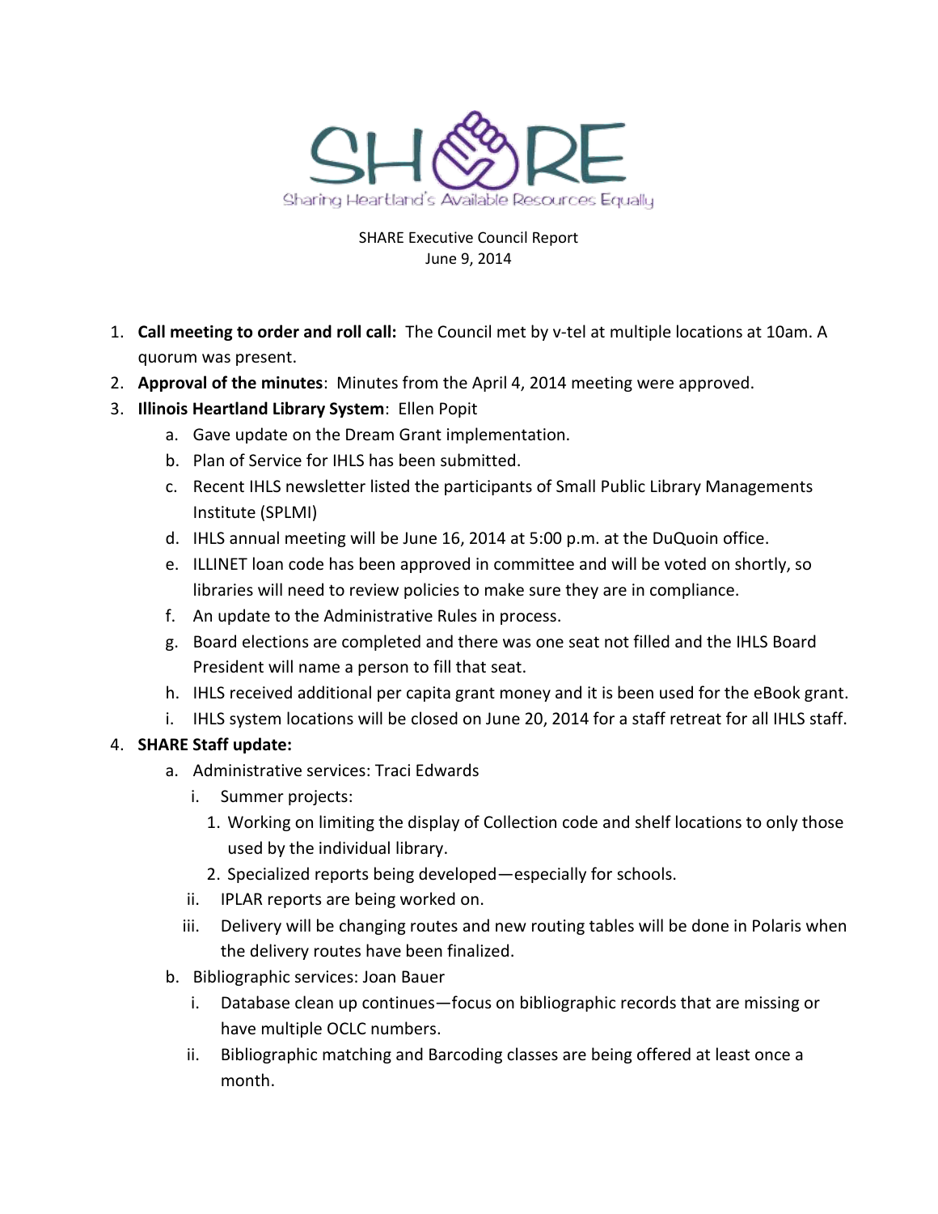SHARE

Sharing Heartland's Available Resources Equally

SHARE Executive Council Report
June 9, 2014

1. **Call meeting to order and roll call:** The Council met by v-tel at multiple locations at 10am. A quorum was present.
2. **Approval of the minutes**: Minutes from the April 4, 2014 meeting were approved.
3. **Illinois Heartland Library System**: Ellen Popit
   a. Gave update on the Dream Grant implementation.
   b. Plan of Service for IHLS has been submitted.
   c. Recent IHLS newsletter listed the participants of Small Public Library Managements Institute (SPLMI)
   d. IHLS annual meeting will be June 16, 2014 at 5:00 p.m. at the DuQuoin office.
   e. ILLINET loan code has been approved in committee and will be voted on shortly, so libraries will need to review policies to make sure they are in compliance.
   f. An update to the Administrative Rules in process.
   g. Board elections are completed and there was one seat not filled and the IHLS Board President will name a person to fill that seat.
   h. IHLS received additional per capita grant money and it is been used for the eBook grant.
   i. IHLS system locations will be closed on June 20, 2014 for a staff retreat for all IHLS staff.
4. **SHARE Staff update:**
   a. Administrative services: Traci Edwards
      i. Summer projects:
         1. Working on limiting the display of Collection code and shelf locations to only those used by the individual library.
         2. Specialized reports being developed—especially for schools.
      ii. IPLAR reports are being worked on.
      iii. Delivery will be changing routes and new routing tables will be done in Polaris when the delivery routes have been finalized.
   b. Bibliographic services: Joan Bauer
      i. Database clean up continues—focus on bibliographic records that are missing or have multiple OCLC numbers.
      ii. Bibliographic matching and Barcoding classes are being offered at least once a month.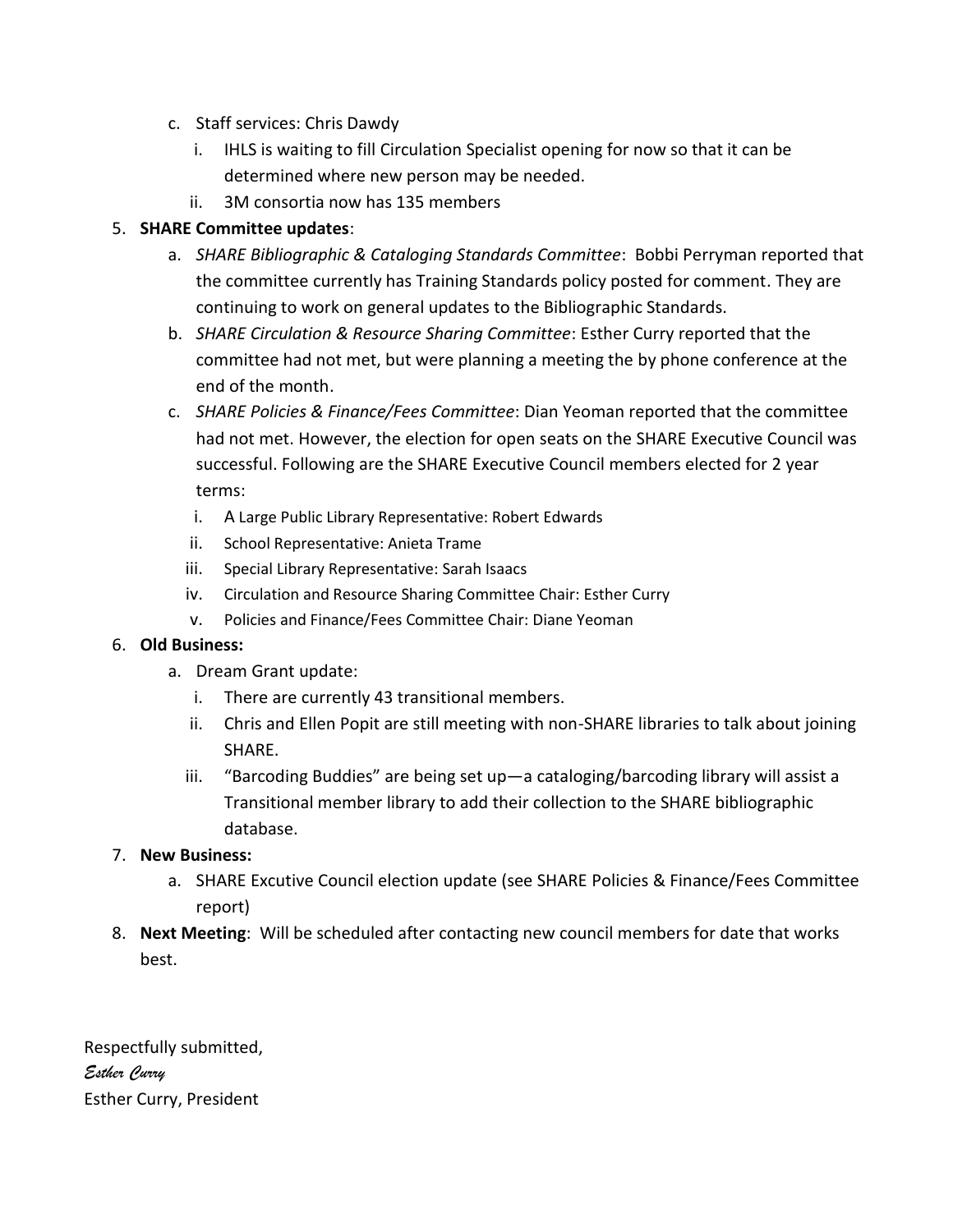c. Staff services: Chris Dawdy
   i. IHLS is waiting to fill Circulation Specialist opening for now so that it can be determined where new person may be needed.
   ii. 3M consortia now has 135 members

5. **SHARE Committee updates**:
   a. *SHARE Bibliographic & Cataloging Standards Committee*: Bobbi Perryman reported that the committee currently has Training Standards policy posted for comment. They are continuing to work on general updates to the Bibliographic Standards.
   b. *SHARE Circulation & Resource Sharing Committee*: Esther Curry reported that the committee had not met, but were planning a meeting the by phone conference at the end of the month.
   c. *SHARE Policies & Finance/Fees Committee*: Dian Yeoman reported that the committee had not met. However, the election for open seats on the SHARE Executive Council was successful. Following are the SHARE Executive Council members elected for 2 year terms:
      i. A Large Public Library Representative: Robert Edwards
      ii. School Representative: Anieta Trame
      iii. Special Library Representative: Sarah Isaacs
      iv. Circulation and Resource Sharing Committee Chair: Esther Curry
      v. Policies and Finance/Fees Committee Chair: Diane Yeoman

6. **Old Business:**
   a. Dream Grant update:
      i. There are currently 43 transitional members.
      ii. Chris and Ellen Popit are still meeting with non-SHARE libraries to talk about joining SHARE.
      iii. "Barcoding Buddies" are being set up—a cataloging/barcoding library will assist a Transitional member library to add their collection to the SHARE bibliographic database.

7. **New Business:**
   a. SHARE Excutive Council election update (see SHARE Policies & Finance/Fees Committee report)

8. **Next Meeting**: Will be scheduled after contacting new council members for date that works best.

Respectfully submitted,
*Esther Curry*
Esther Curry, President